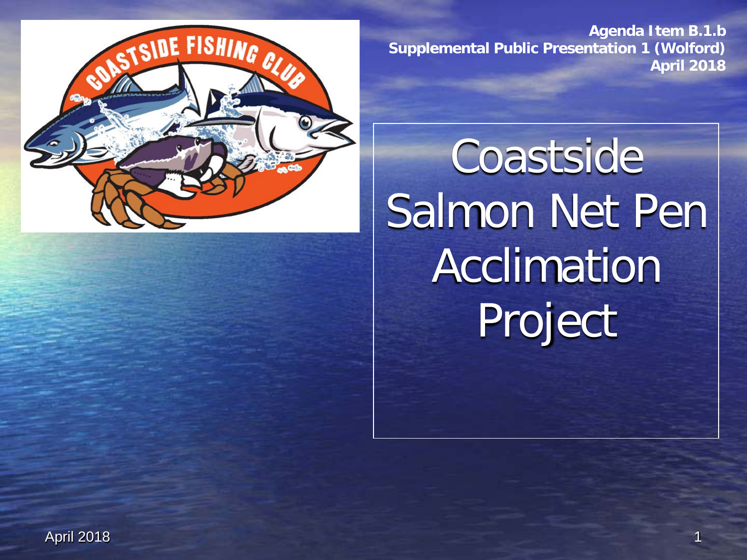Agenda Item B.1.b
Supplemental Public Presentation 1 (Wolford)
April 2018

# Coastside Salmon Net Pen Acclimation Project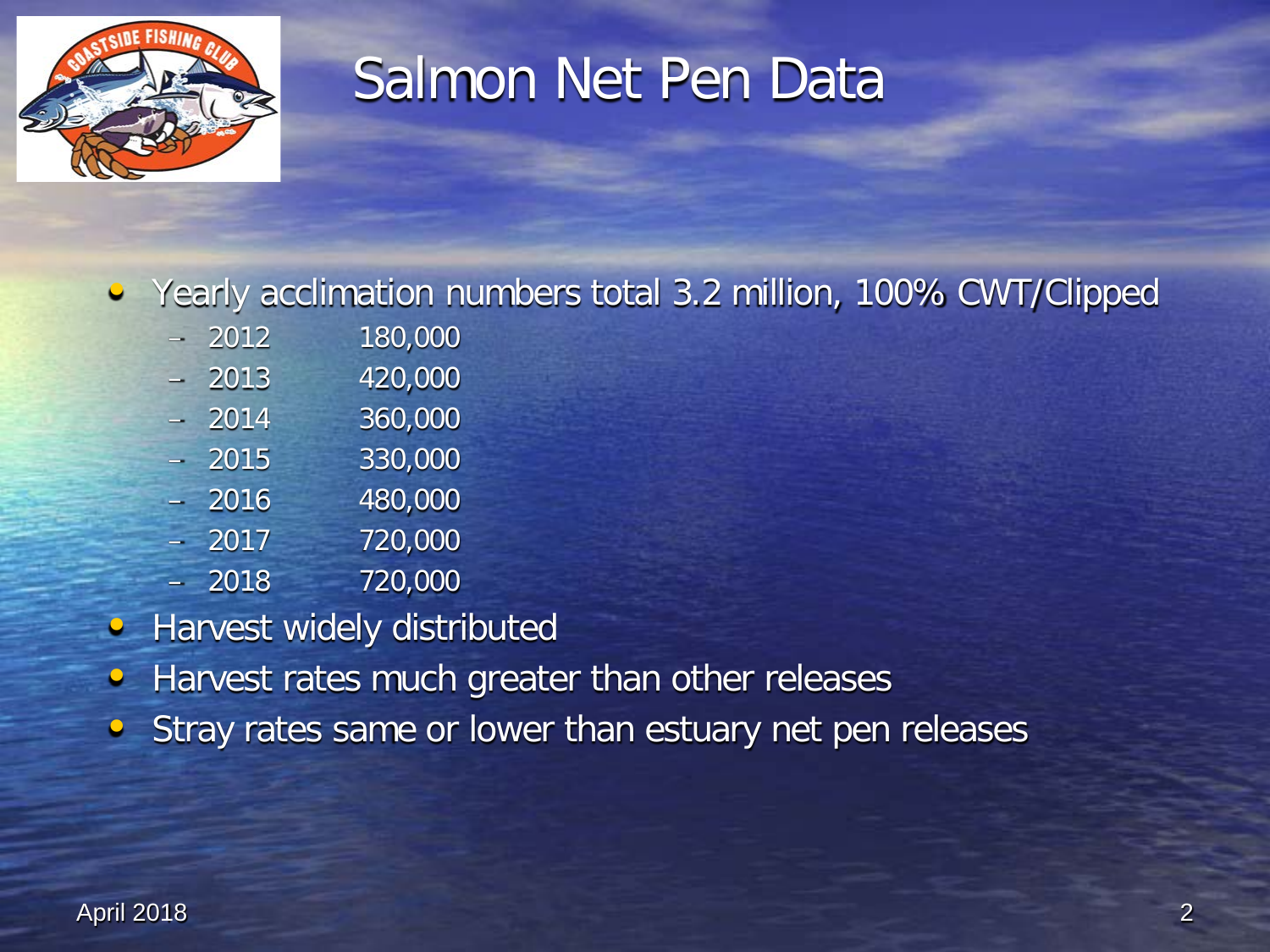# Salmon Net Pen Data

- Yearly acclimation numbers total 3.2 million, 100% CWT/Clipped
  - 2012 180,000
  - 2013 420,000
  - 2014 360,000
  - 2015 330,000
  - 2016 480,000
  - 2017 720,000
  - 2018 720,000
- Harvest widely distributed
- Harvest rates much greater than other releases
- Stray rates same or lower than estuary net pen releases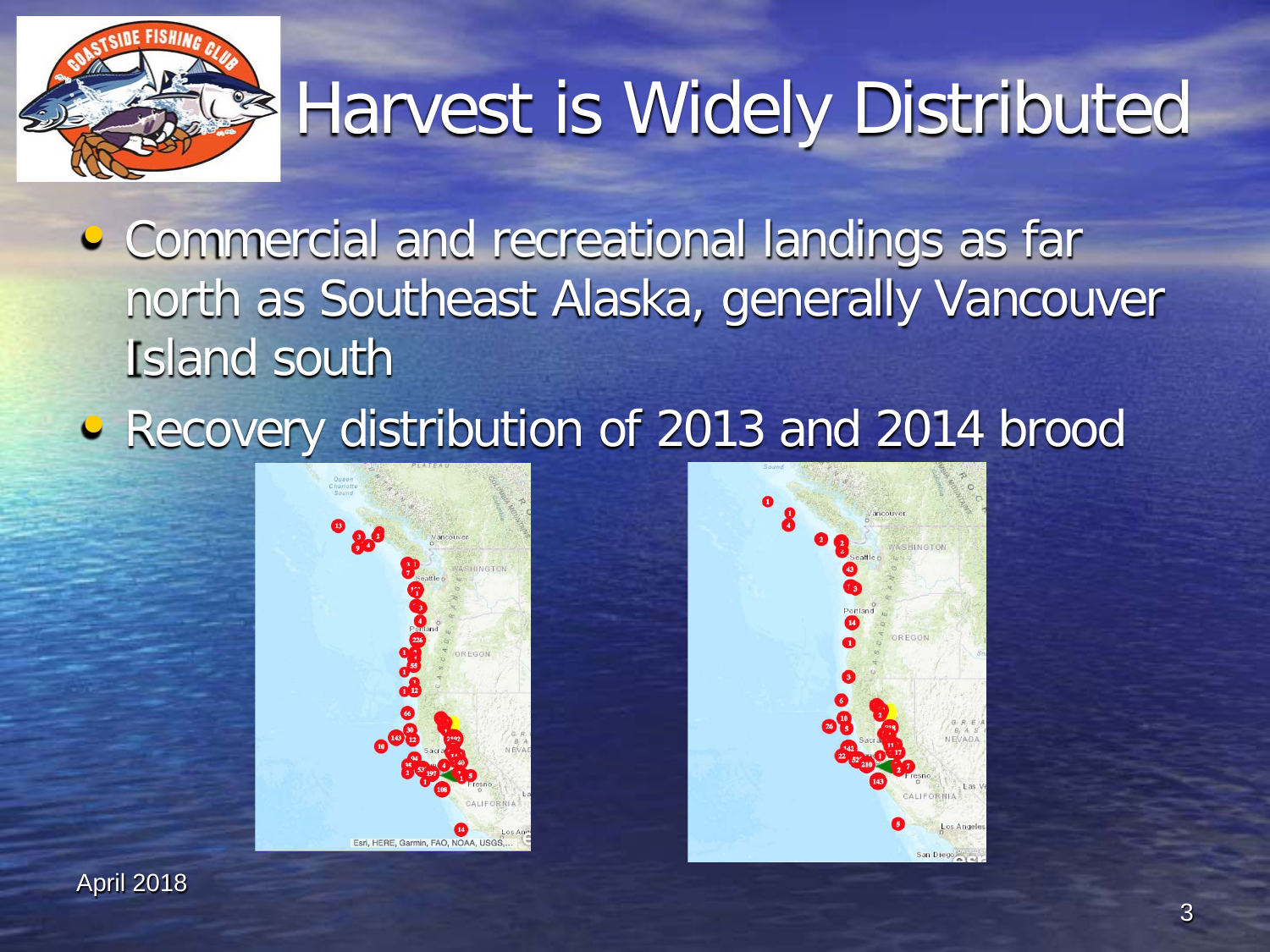# Harvest is Widely Distributed

- Commercial and recreational landings as far north as Southeast Alaska, generally Vancouver Island south
- Recovery distribution of 2013 and 2014 brood

April 2018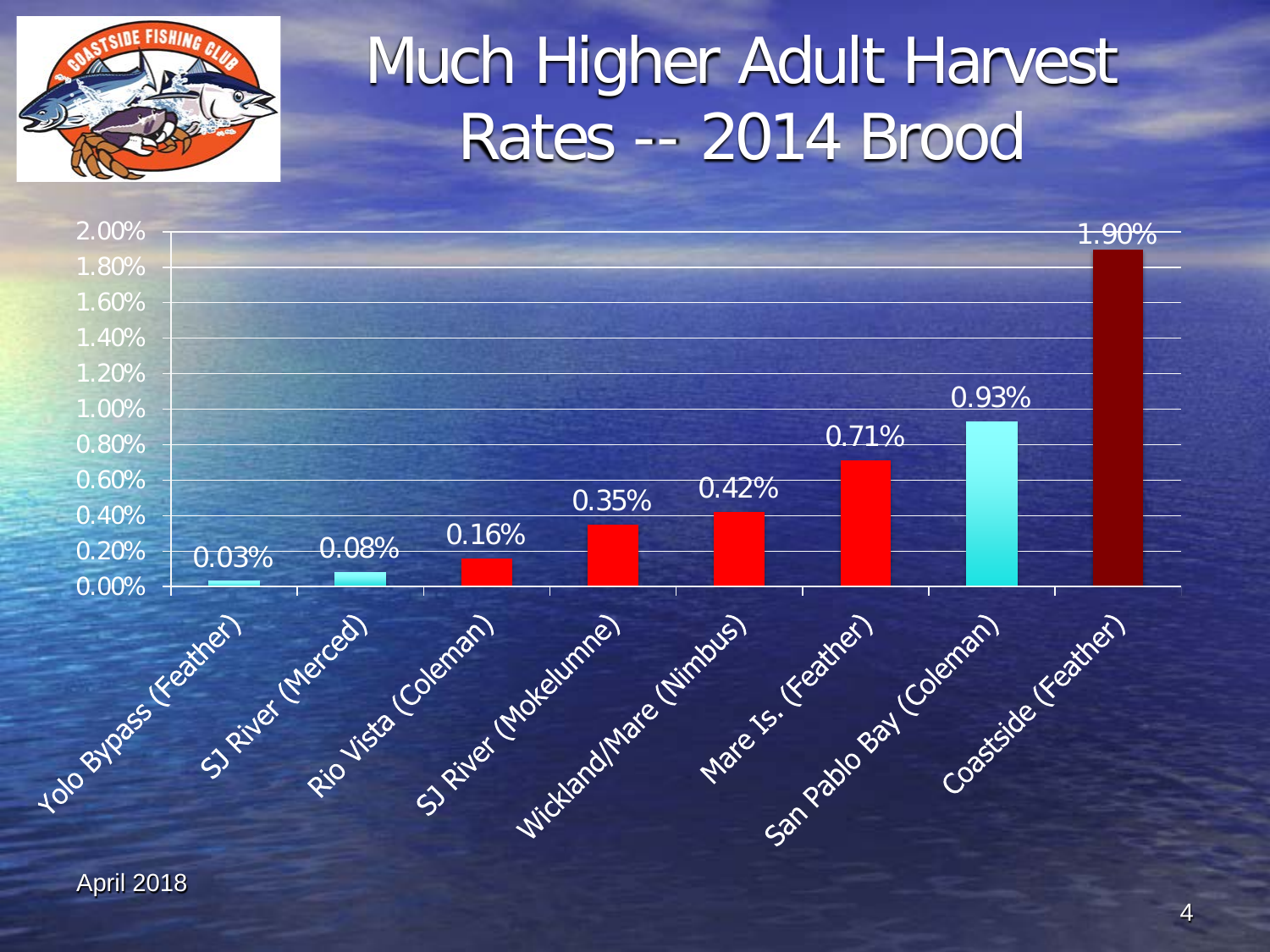# Much Higher Adult Harvest Rates -- 2014 Brood

| Release Site | Adult Harvest Rate |
| --- | --- |
| Yolo Bypass (Feather) | 0.03% |
| SJ River (Merced) | 0.08% |
| Rio Vista (Coleman) | 0.16% |
| SJ River (Mokelumne) | 0.35% |
| Wickland/Mare (Nimbus) | 0.42% |
| Mare Is. (Feather) | 0.71% |
| San Pablo Bay (Coleman) | 0.93% |
| Coastside (Feather) | 1.90% |

April 2018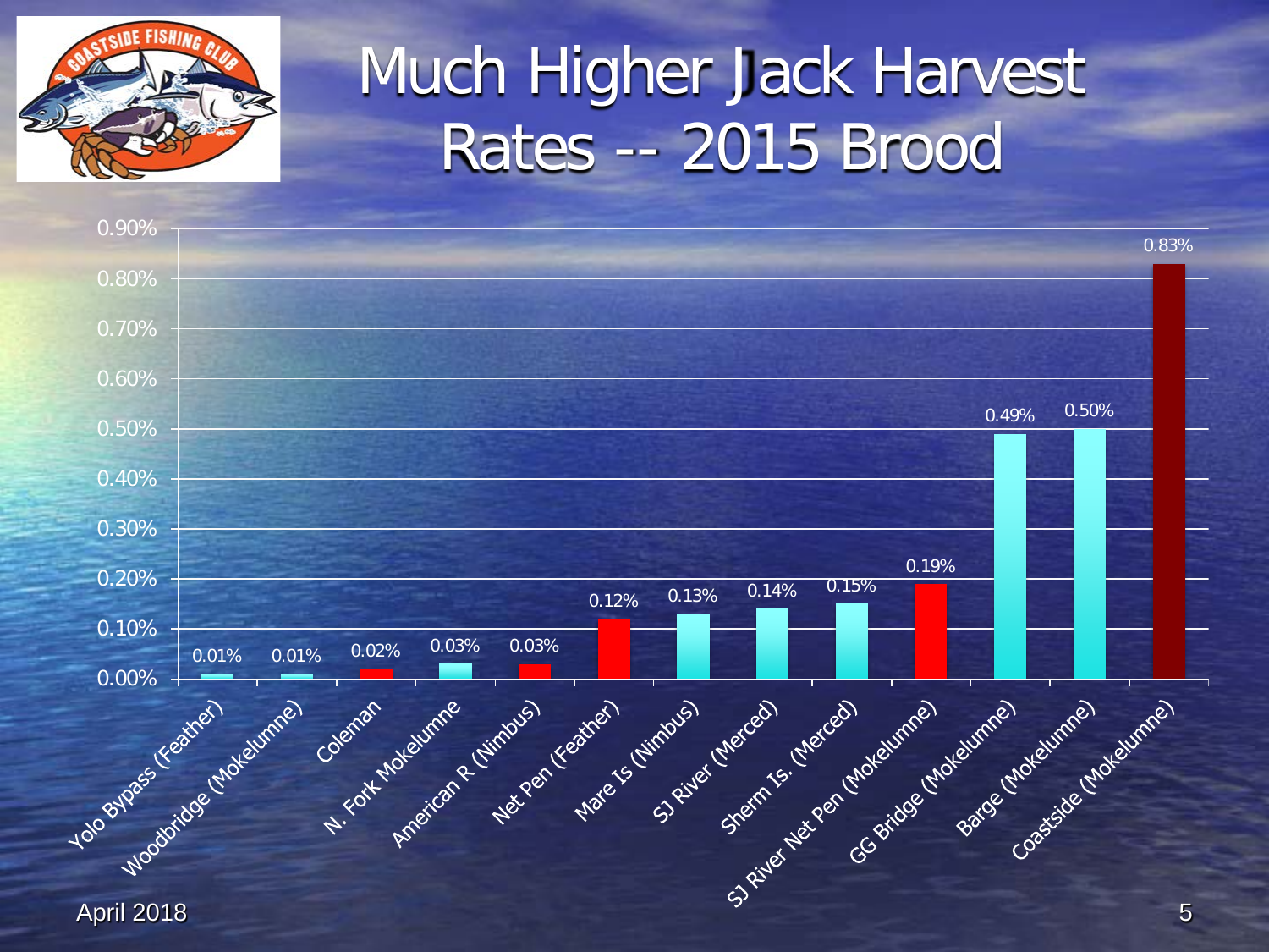# Much Higher Jack Harvest Rates -- 2015 Brood

| Release Site | Jack Harvest Rate |
| --- | --- |
| Yolo Bypass (Feather) | 0.01% |
| Woodbridge (Mokelumne) | 0.01% |
| Coleman | 0.02% |
| N. Fork Mokelumne | 0.03% |
| American R (Nimbus) | 0.03% |
| Net Pen (Feather) | 0.12% |
| Mare Is (Nimbus) | 0.13% |
| SJ River (Merced) | 0.14% |
| Sherm Is. (Merced) | 0.15% |
| SJ River Net Pen (Mokelumne) | 0.19% |
| GG Bridge (Mokelumne) | 0.49% |
| Barge (Mokelumne) | 0.50% |
| Coastside (Mokelumne) | 0.83% |

April 2018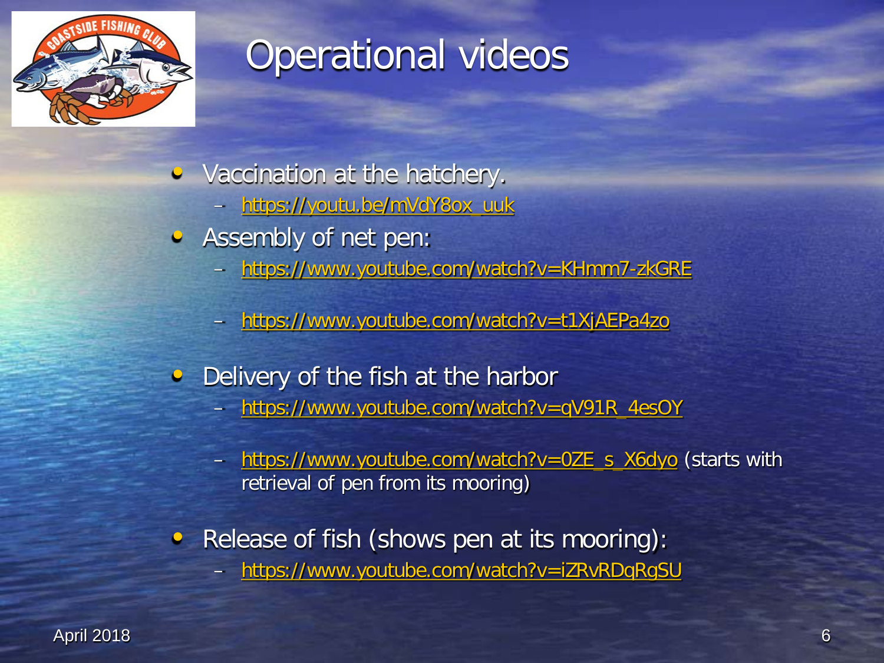# Operational videos

- Vaccination at the hatchery.
  - https://youtu.be/mVdY8ox_uuk
- Assembly of net pen:
  - https://www.youtube.com/watch?v=KHmm7-zkGRE
  - https://www.youtube.com/watch?v=t1XjAEPa4zo
- Delivery of the fish at the harbor
  - https://www.youtube.com/watch?v=qV91R_4esOY
  - https://www.youtube.com/watch?v=0ZE_s_X6dyo (starts with retrieval of pen from its mooring)
- Release of fish (shows pen at its mooring):
  - https://www.youtube.com/watch?v=iZRvRDqRgSU

April 2018